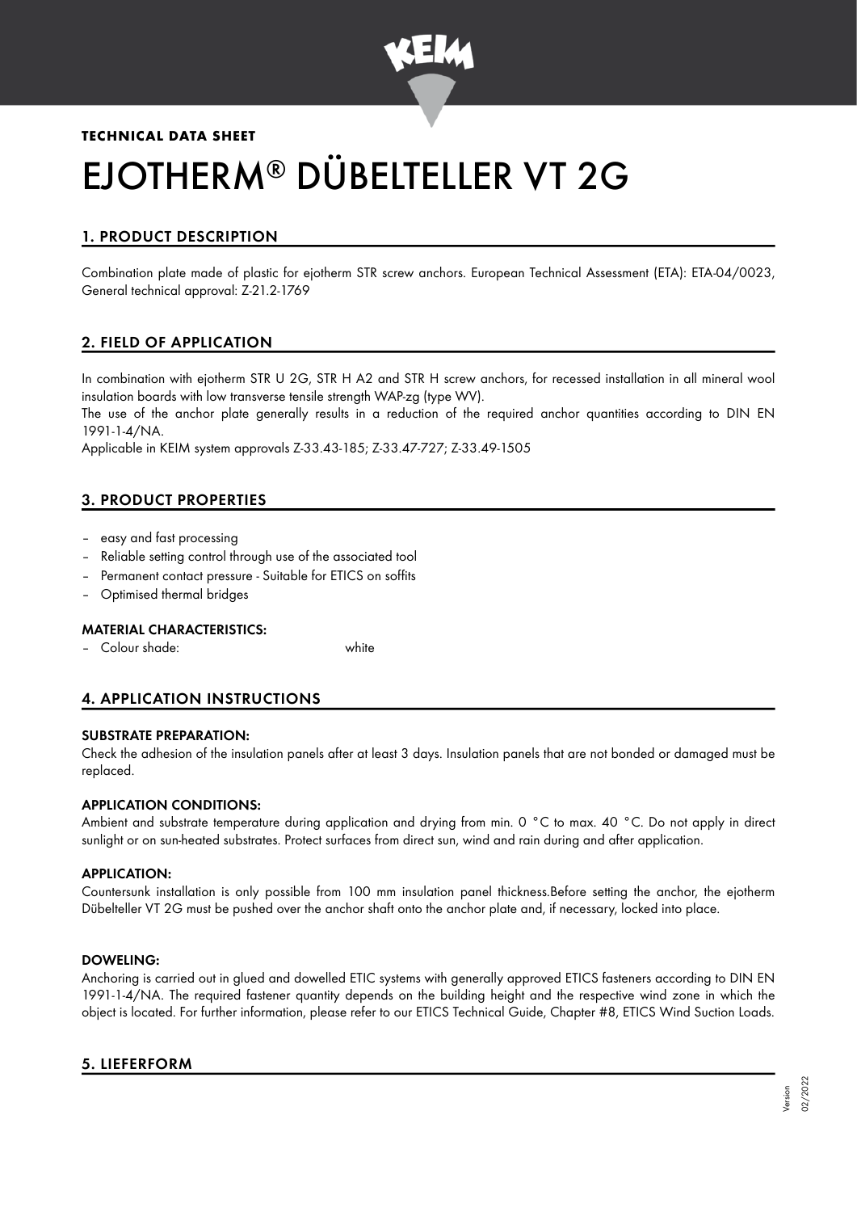**TECHNICAL DATA SHEET**

# EJOTHERM® DÜBELTELLER VT 2G

## 1. PRODUCT DESCRIPTION

Combination plate made of plastic for ejotherm STR screw anchors. European Technical Assessment (ETA): ETA-04/0023, General technical approval: Z-21.2-1769

## 2. FIELD OF APPLICATION

In combination with ejotherm STR U 2G, STR H A2 and STR H screw anchors, for recessed installation in all mineral wool insulation boards with low transverse tensile strength WAP-zg (type WV).

The use of the anchor plate generally results in a reduction of the required anchor quantities according to DIN EN 1991-1-4/NA.

Applicable in KEIM system approvals Z-33.43-185; Z-33.47-727; Z-33.49-1505

## 3. PRODUCT PROPERTIES

- easy and fast processing
- Reliable setting control through use of the associated tool
- Permanent contact pressure - Suitable for ETICS on soffits
- Optimised thermal bridges

### MATERIAL CHARACTERISTICS:

- Colour shade: white

## 4. APPLICATION INSTRUCTIONS

### SUBSTRATE PREPARATION:

Check the adhesion of the insulation panels after at least 3 days. Insulation panels that are not bonded or damaged must be replaced.

### APPLICATION CONDITIONS:

Ambient and substrate temperature during application and drying from min. 0 °C to max. 40 °C. Do not apply in direct sunlight or on sun-heated substrates. Protect surfaces from direct sun, wind and rain during and after application.

### APPLICATION:

Countersunk installation is only possible from 100 mm insulation panel thickness.Before setting the anchor, the ejotherm Dübelteller VT 2G must be pushed over the anchor shaft onto the anchor plate and, if necessary, locked into place.

### DOWELING:

Anchoring is carried out in glued and dowelled ETIC systems with generally approved ETICS fasteners according to DIN EN 1991-1-4/NA. The required fastener quantity depends on the building height and the respective wind zone in which the object is located. For further information, please refer to our ETICS Technical Guide, Chapter #8, ETICS Wind Suction Loads.

## 5. LIEFERFORM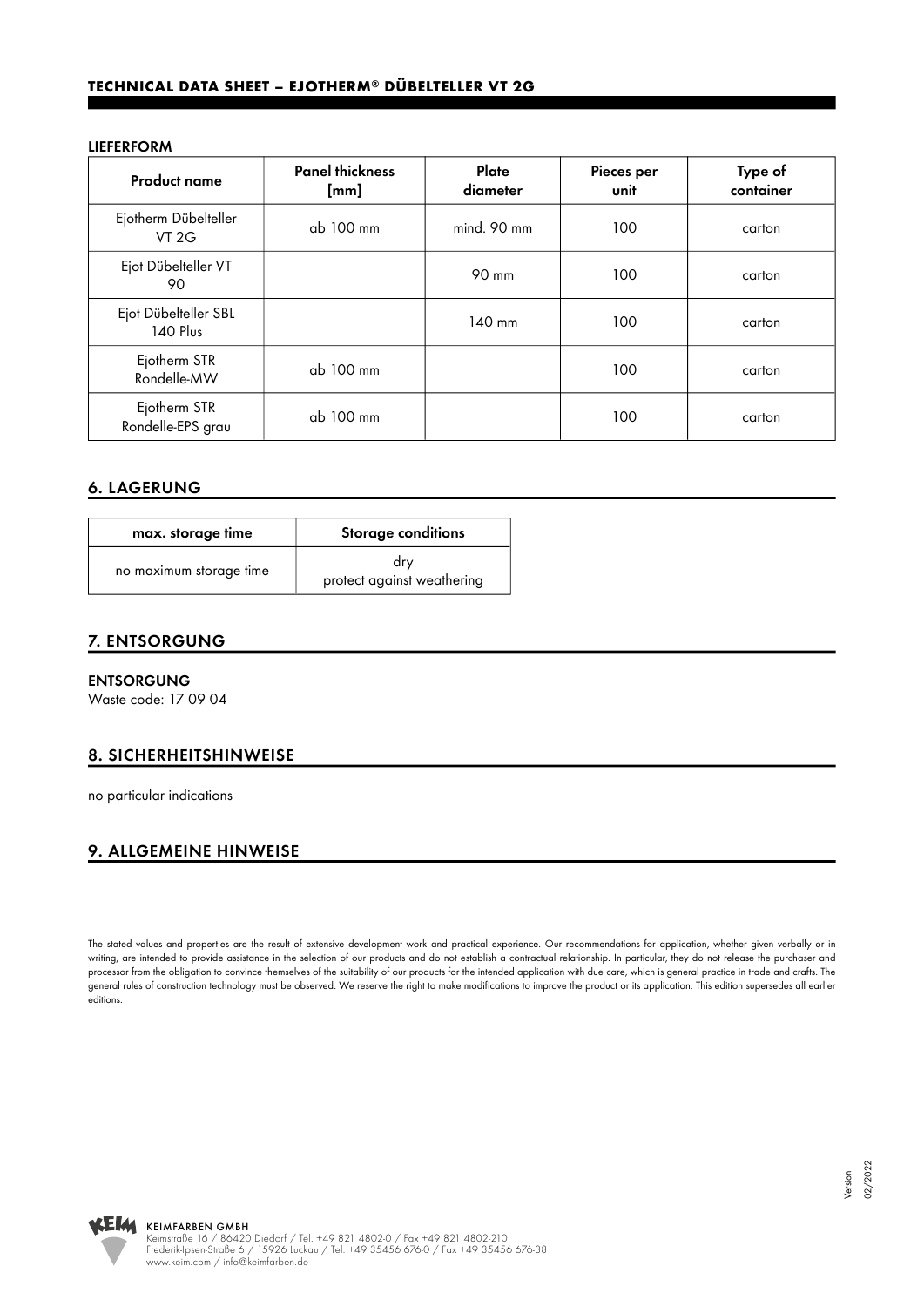## LIEFERFORM

| Product name | Panel thickness [mm] | Plate diameter | Pieces per unit | Type of container |
|---|---|---|---|---|
| Ejotherm Dübelteller VT 2G | ab 100 mm | mind. 90 mm | 100 | carton |
| Ejot Dübelteller VT 90 | | 90 mm | 100 | carton |
| Ejot Dübelteller SBL 140 Plus | | 140 mm | 100 | carton |
| Ejotherm STR Rondelle-MW | ab 100 mm | | 100 | carton |
| Ejotherm STR Rondelle-EPS grau | ab 100 mm | | 100 | carton |

## 6. LAGERUNG

| max. storage time | Storage conditions |
|---|---|
| no maximum storage time | dry<br>protect against weathering |

## 7. ENTSORGUNG

**ENTSORGUNG**

Waste code: 17 09 04

## 8. SICHERHEITSHINWEISE

no particular indications

## 9. ALLGEMEINE HINWEISE

The stated values and properties are the result of extensive development work and practical experience. Our recommendations for application, whether given verbally or in writing, are intended to provide assistance in the selection of our products and do not establish a contractual relationship. In particular, they do not release the purchaser and processor from the obligation to convince themselves of the suitability of our products for the intended application with due care, which is general practice in trade and crafts. The general rules of construction technology must be observed. We reserve the right to make modifications to improve the product or its application. This edition supersedes all earlier editions.

KEIMFARBEN GMBH
Keimstraße 16 / 86420 Diedorf / Tel. +49 821 4802-0 / Fax +49 821 4802-210
Frederik-Ipsen-Straße 6 / 15926 Luckau / Tel. +49 35456 676-0 / Fax +49 35456 676-38
www.keim.com / info@keimfarben.de

Version 02/2022